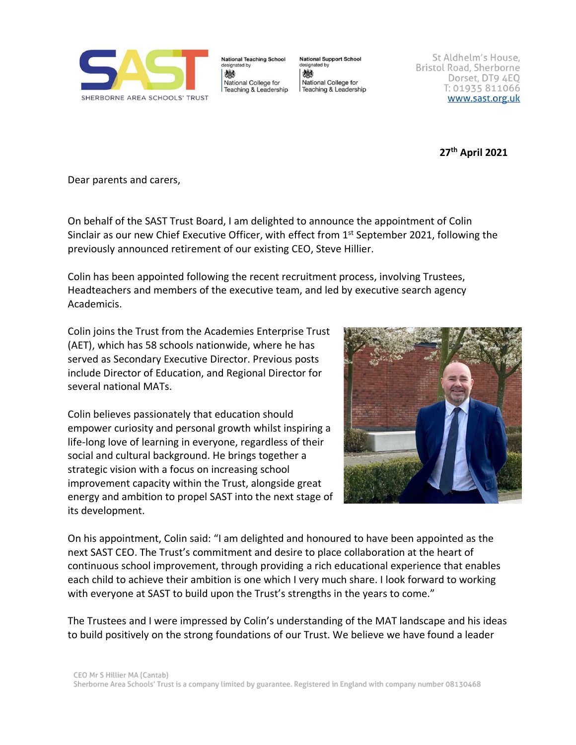SAST
SHERBORNE AREA SCHOOLS' TRUST

National Teaching School designated by National College for Teaching & Leadership

National Support School designated by National College for Teaching & Leadership

St Aldhelm's House,
Bristol Road, Sherborne
Dorset, DT9 4EQ
T: 01935 811066
www.sast.org.uk

**27th April 2021**

Dear parents and carers,

On behalf of the SAST Trust Board, I am delighted to announce the appointment of Colin Sinclair as our new Chief Executive Officer, with effect from 1st September 2021, following the previously announced retirement of our existing CEO, Steve Hillier.

Colin has been appointed following the recent recruitment process, involving Trustees, Headteachers and members of the executive team, and led by executive search agency Academicis.

Colin joins the Trust from the Academies Enterprise Trust (AET), which has 58 schools nationwide, where he has served as Secondary Executive Director. Previous posts include Director of Education, and Regional Director for several national MATs.

Colin believes passionately that education should empower curiosity and personal growth whilst inspiring a life-long love of learning in everyone, regardless of their social and cultural background. He brings together a strategic vision with a focus on increasing school improvement capacity within the Trust, alongside great energy and ambition to propel SAST into the next stage of its development.

On his appointment, Colin said: "I am delighted and honoured to have been appointed as the next SAST CEO. The Trust's commitment and desire to place collaboration at the heart of continuous school improvement, through providing a rich educational experience that enables each child to achieve their ambition is one which I very much share. I look forward to working with everyone at SAST to build upon the Trust's strengths in the years to come."

The Trustees and I were impressed by Colin's understanding of the MAT landscape and his ideas to build positively on the strong foundations of our Trust. We believe we have found a leader

CEO Mr S Hillier MA (Cantab)
Sherborne Area Schools' Trust is a company limited by guarantee. Registered in England with company number 08130468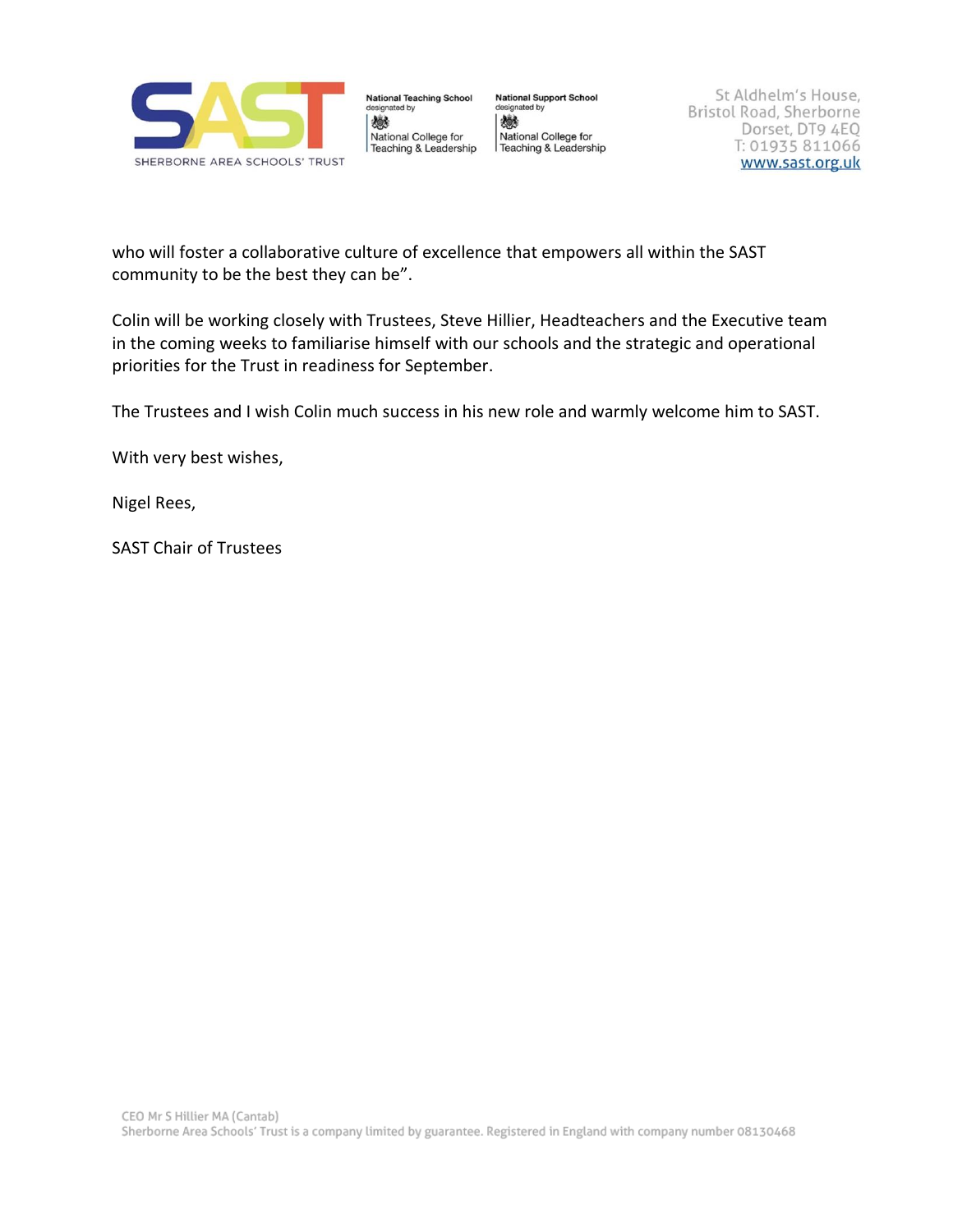who will foster a collaborative culture of excellence that empowers all within the SAST community to be the best they can be".

Colin will be working closely with Trustees, Steve Hillier, Headteachers and the Executive team in the coming weeks to familiarise himself with our schools and the strategic and operational priorities for the Trust in readiness for September.

The Trustees and I wish Colin much success in his new role and warmly welcome him to SAST.

With very best wishes,

Nigel Rees,

SAST Chair of Trustees